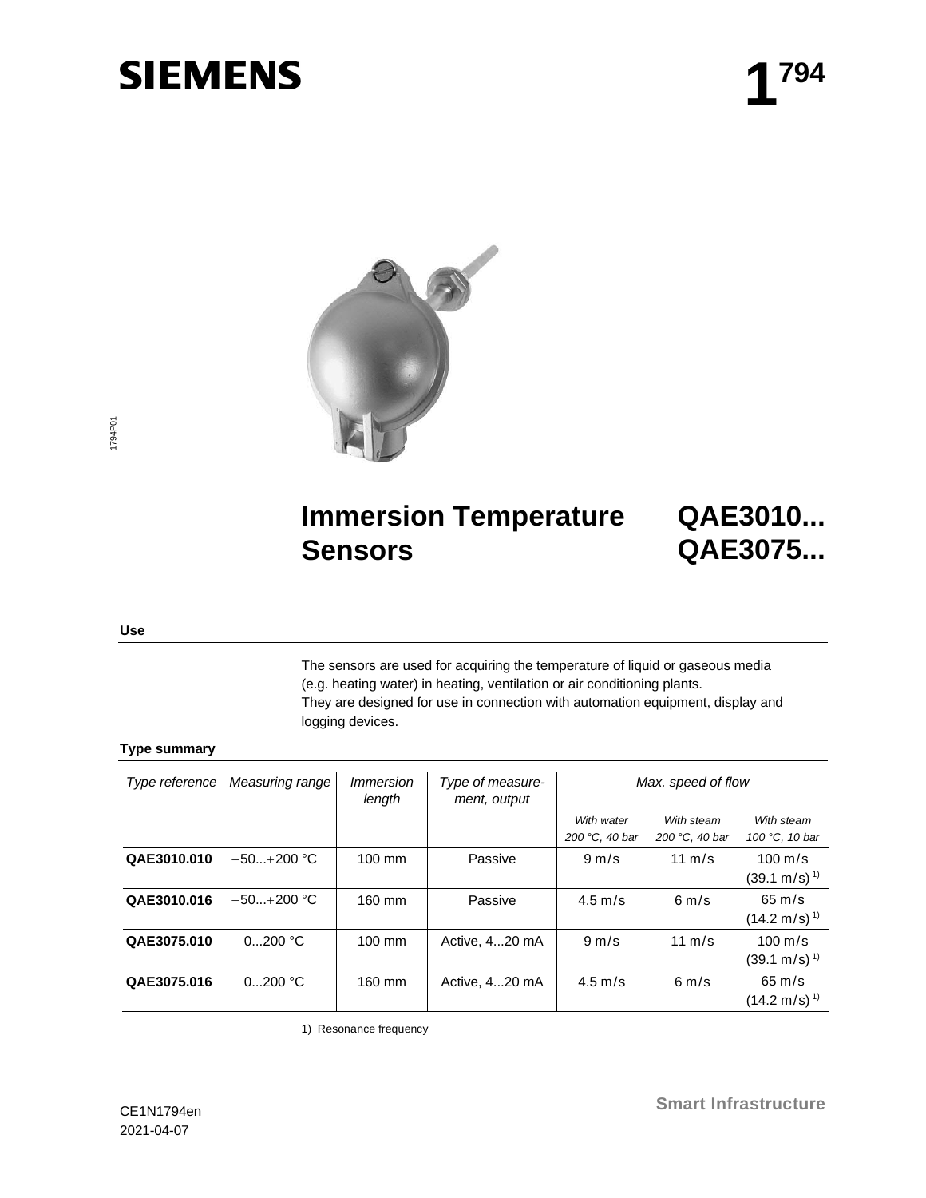**SIEMENS**

# 1794

# Immersion Temperature Sensors

# QAE3010... QAE3075...

## Use

The sensors are used for acquiring the temperature of liquid or gaseous media (e.g. heating water) in heating, ventilation or air conditioning plants.
They are designed for use in connection with automation equipment, display and logging devices.

## Type summary

| *Type reference* | *Measuring range* | *Immersion length* | *Type of measure-ment, output* | *Max. speed of flow* | | |
|---|---|---|---|---|---|---|
| | | | | *With water 200 °C, 40 bar* | *With steam 200 °C, 40 bar* | *With steam 100 °C, 10 bar* |
| **QAE3010.010** | −50...+200 °C | 100 mm | Passive | 9 m/s | 11 m/s | 100 m/s (39.1 m/s) [1] |
| **QAE3010.016** | −50...+200 °C | 160 mm | Passive | 4.5 m/s | 6 m/s | 65 m/s (14.2 m/s) [1] |
| **QAE3075.010** | 0...200 °C | 100 mm | Active, 4...20 mA | 9 m/s | 11 m/s | 100 m/s (39.1 m/s) [1] |
| **QAE3075.016** | 0...200 °C | 160 mm | Active, 4...20 mA | 4.5 m/s | 6 m/s | 65 m/s (14.2 m/s) [1] |

1) Resonance frequency

CE1N1794en
2021-04-07

Smart Infrastructure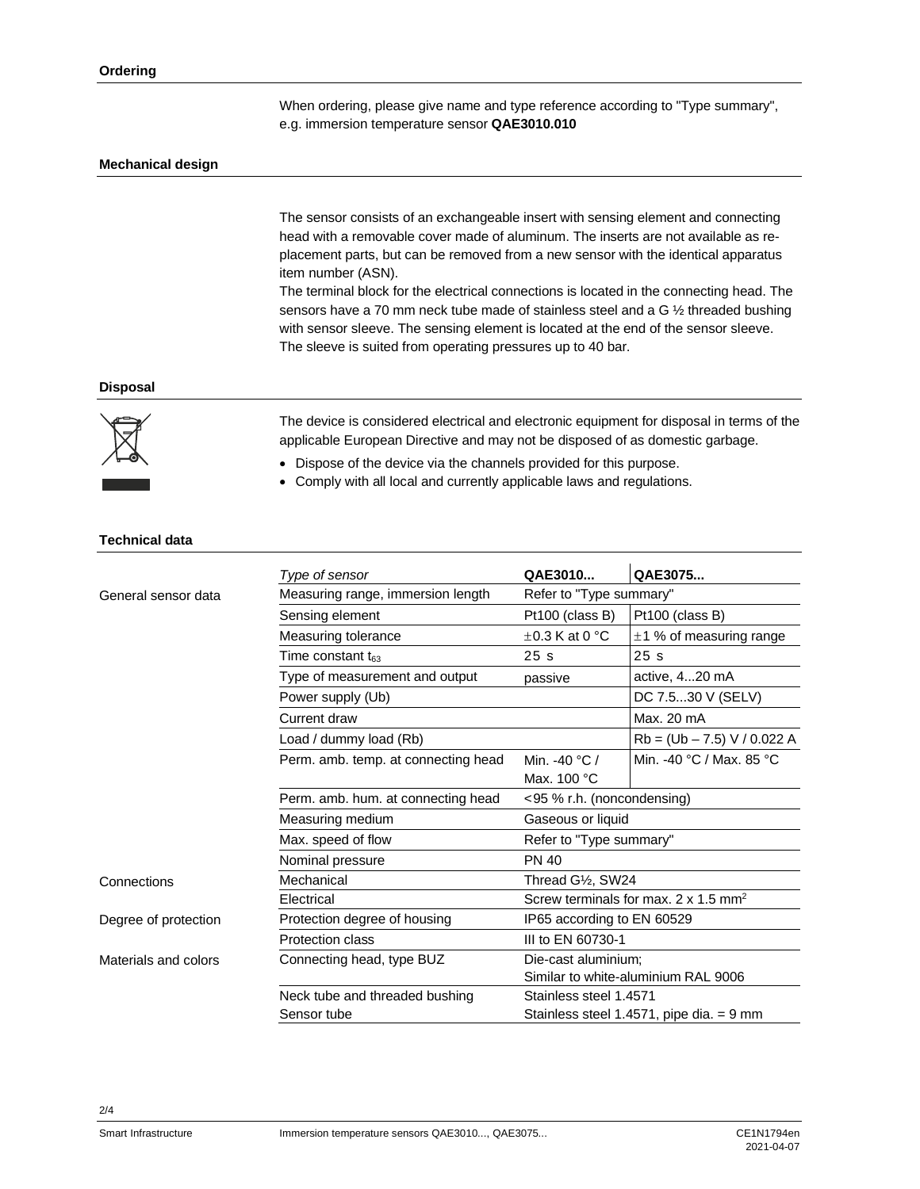## Ordering

When ordering, please give name and type reference according to "Type summary", e.g. immersion temperature sensor **QAE3010.010**

## Mechanical design

The sensor consists of an exchangeable insert with sensing element and connecting head with a removable cover made of aluminum. The inserts are not available as replacement parts, but can be removed from a new sensor with the identical apparatus item number (ASN).
The terminal block for the electrical connections is located in the connecting head. The sensors have a 70 mm neck tube made of stainless steel and a G ½ threaded bushing with sensor sleeve. The sensing element is located at the end of the sensor sleeve. The sleeve is suited from operating pressures up to 40 bar.

## Disposal

The device is considered electrical and electronic equipment for disposal in terms of the applicable European Directive and may not be disposed of as domestic garbage.

- Dispose of the device via the channels provided for this purpose.
- Comply with all local and currently applicable laws and regulations.

## Technical data

| | *Type of sensor* | **QAE3010...** | **QAE3075...** |
|---|---|---|---|
| General sensor data | Measuring range, immersion length | Refer to "Type summary" | |
| | Sensing element | Pt100 (class B) | Pt100 (class B) |
| | Measuring tolerance | ±0.3 K at 0 °C | ±1 % of measuring range |
| | Time constant $t_{63}$ | 25 s | 25 s |
| | Type of measurement and output | passive | active, 4...20 mA |
| | Power supply (Ub) | | DC 7.5...30 V (SELV) |
| | Current draw | | Max. 20 mA |
| | Load / dummy load (Rb) | | Rb = (Ub – 7.5) V / 0.022 A |
| | Perm. amb. temp. at connecting head | Min. -40 °C / Max. 100 °C | Min. -40 °C / Max. 85 °C |
| | Perm. amb. hum. at connecting head | <95 % r.h. (noncondensing) | |
| | Measuring medium | Gaseous or liquid | |
| | Max. speed of flow | Refer to "Type summary" | |
| | Nominal pressure | PN 40 | |
| Connections | Mechanical | Thread G½, SW24 | |
| | Electrical | Screw terminals for max. 2 x 1.5 mm² | |
| Degree of protection | Protection degree of housing | IP65 according to EN 60529 | |
| | Protection class | III to EN 60730-1 | |
| Materials and colors | Connecting head, type BUZ | Die-cast aluminium; Similar to white-aluminium RAL 9006 | |
| | Neck tube and threaded bushing | Stainless steel 1.4571 | |
| | Sensor tube | Stainless steel 1.4571, pipe dia. = 9 mm | |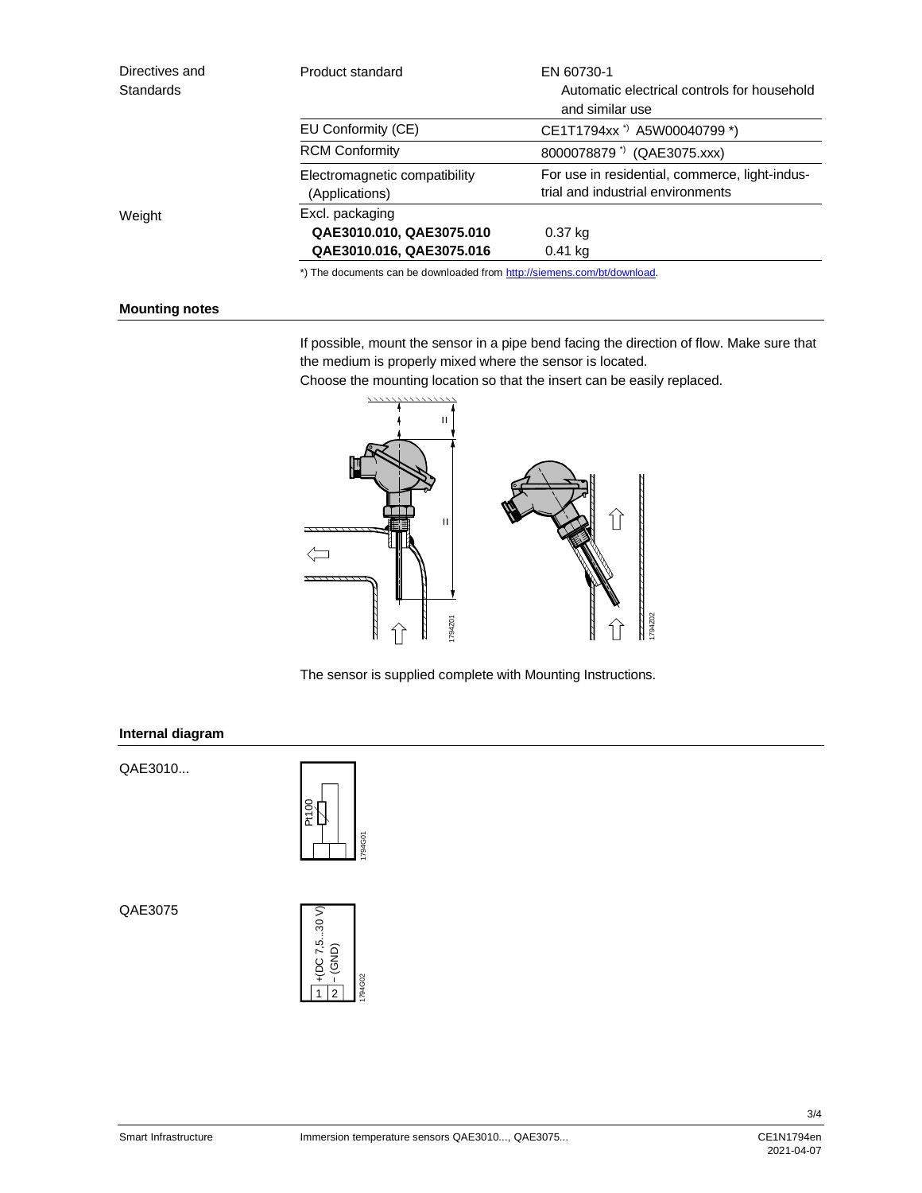| Directives and Standards | Product standard | EN 60730-1 Automatic electrical controls for household and similar use |
|---|---|---|
| | EU Conformity (CE) | CE1T1794xx *) A5W00040799 *) |
| | RCM Conformity | 8000078879 *) (QAE3075.xxx) |
| | Electromagnetic compatibility (Applications) | For use in residential, commerce, light-industrial and industrial environments |
| Weight | Excl. packaging | |
| | **QAE3010.010, QAE3075.010** | 0.37 kg |
| | **QAE3010.016, QAE3075.016** | 0.41 kg |

*) The documents can be downloaded from http://siemens.com/bt/download.

## Mounting notes

If possible, mount the sensor in a pipe bend facing the direction of flow. Make sure that the medium is properly mixed where the sensor is located.
Choose the mounting location so that the insert can be easily replaced.

The sensor is supplied complete with Mounting Instructions.

## Internal diagram

QAE3010...

QAE3075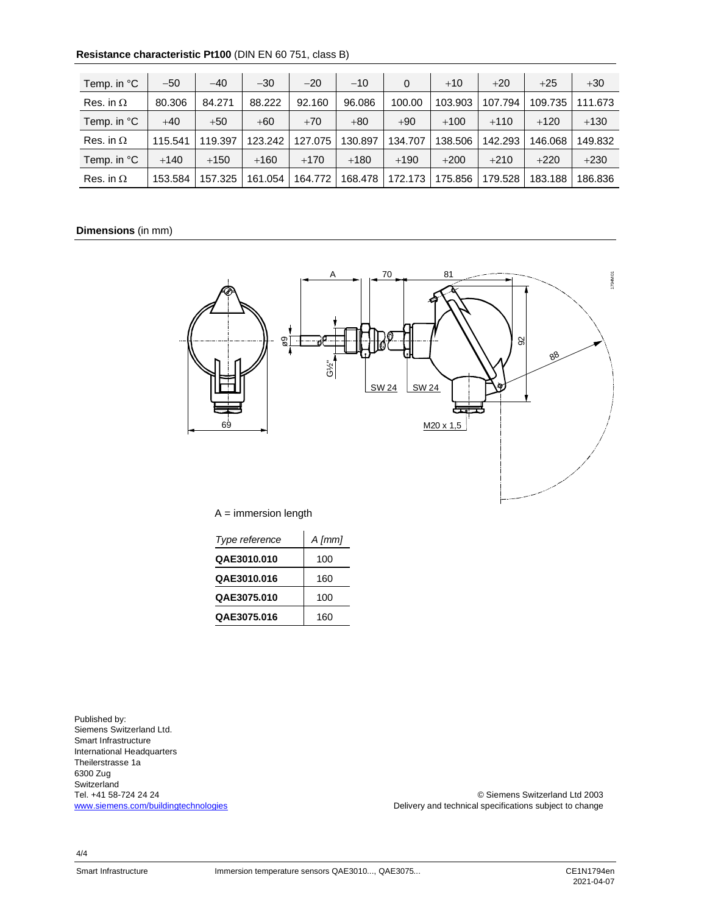**Resistance characteristic Pt100** (DIN EN 60 751, class B)

| | | | | | | | | | | |
|---|---|---|---|---|---|---|---|---|---|---|
| Temp. in °C | −50 | −40 | −30 | −20 | −10 | 0 | +10 | +20 | +25 | +30 |
| Res. in Ω | 80.306 | 84.271 | 88.222 | 92.160 | 96.086 | 100.00 | 103.903 | 107.794 | 109.735 | 111.673 |
| Temp. in °C | +40 | +50 | +60 | +70 | +80 | +90 | +100 | +110 | +120 | +130 |
| Res. in Ω | 115.541 | 119.397 | 123.242 | 127.075 | 130.897 | 134.707 | 138.506 | 142.293 | 146.068 | 149.832 |
| Temp. in °C | +140 | +150 | +160 | +170 | +180 | +190 | +200 | +210 | +220 | +230 |
| Res. in Ω | 153.584 | 157.325 | 161.054 | 164.772 | 168.478 | 172.173 | 175.856 | 179.528 | 183.188 | 186.836 |

**Dimensions** (in mm)

A
70
81
ø9
G½"
SW 24
SW 24
92
88
69
M20 x 1,5
1794M01

A = immersion length

| *Type reference* | *A [mm]* |
|---|---|
| **QAE3010.010** | 100 |
| **QAE3010.016** | 160 |
| **QAE3075.010** | 100 |
| **QAE3075.016** | 160 |

Published by:
Siemens Switzerland Ltd.
Smart Infrastructure
International Headquarters
Theilerstrasse 1a
6300 Zug
Switzerland
Tel. +41 58-724 24 24
www.siemens.com/buildingtechnologies

© Siemens Switzerland Ltd 2003
Delivery and technical specifications subject to change